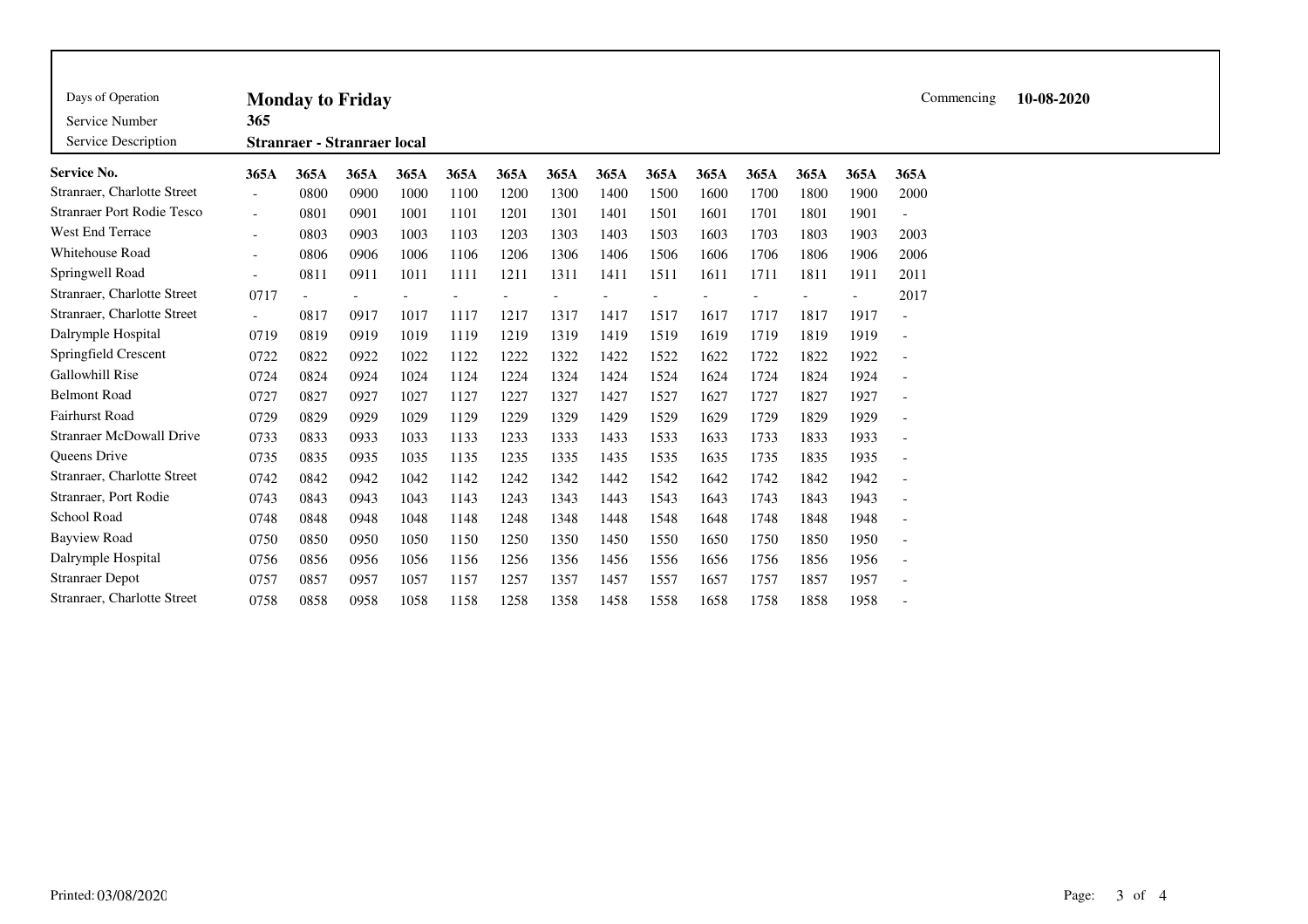| Days of Operation | Monday to Friday | Commencing | 10-08-2020 |
|---|---|---|---|
| Service Number | 365 | | |
| Service Description | Stranraer - Stranraer local | | |

| Service No. | 365A | 365A | 365A | 365A | 365A | 365A | 365A | 365A | 365A | 365A | 365A | 365A | 365A | 365A |
|---|---|---|---|---|---|---|---|---|---|---|---|---|---|---|
| Stranraer, Charlotte Street | - | 0800 | 0900 | 1000 | 1100 | 1200 | 1300 | 1400 | 1500 | 1600 | 1700 | 1800 | 1900 | 2000 |
| Stranraer Port Rodie Tesco | - | 0801 | 0901 | 1001 | 1101 | 1201 | 1301 | 1401 | 1501 | 1601 | 1701 | 1801 | 1901 | - |
| West End Terrace | - | 0803 | 0903 | 1003 | 1103 | 1203 | 1303 | 1403 | 1503 | 1603 | 1703 | 1803 | 1903 | 2003 |
| Whitehouse Road | - | 0806 | 0906 | 1006 | 1106 | 1206 | 1306 | 1406 | 1506 | 1606 | 1706 | 1806 | 1906 | 2006 |
| Springwell Road | - | 0811 | 0911 | 1011 | 1111 | 1211 | 1311 | 1411 | 1511 | 1611 | 1711 | 1811 | 1911 | 2011 |
| Stranraer, Charlotte Street | 0717 | - | - | - | - | - | - | - | - | - | - | - | - | 2017 |
| Stranraer, Charlotte Street | - | 0817 | 0917 | 1017 | 1117 | 1217 | 1317 | 1417 | 1517 | 1617 | 1717 | 1817 | 1917 | - |
| Dalrymple Hospital | 0719 | 0819 | 0919 | 1019 | 1119 | 1219 | 1319 | 1419 | 1519 | 1619 | 1719 | 1819 | 1919 | - |
| Springfield Crescent | 0722 | 0822 | 0922 | 1022 | 1122 | 1222 | 1322 | 1422 | 1522 | 1622 | 1722 | 1822 | 1922 | - |
| Gallowhill Rise | 0724 | 0824 | 0924 | 1024 | 1124 | 1224 | 1324 | 1424 | 1524 | 1624 | 1724 | 1824 | 1924 | - |
| Belmont Road | 0727 | 0827 | 0927 | 1027 | 1127 | 1227 | 1327 | 1427 | 1527 | 1627 | 1727 | 1827 | 1927 | - |
| Fairhurst Road | 0729 | 0829 | 0929 | 1029 | 1129 | 1229 | 1329 | 1429 | 1529 | 1629 | 1729 | 1829 | 1929 | - |
| Stranraer McDowall Drive | 0733 | 0833 | 0933 | 1033 | 1133 | 1233 | 1333 | 1433 | 1533 | 1633 | 1733 | 1833 | 1933 | - |
| Queens Drive | 0735 | 0835 | 0935 | 1035 | 1135 | 1235 | 1335 | 1435 | 1535 | 1635 | 1735 | 1835 | 1935 | - |
| Stranraer, Charlotte Street | 0742 | 0842 | 0942 | 1042 | 1142 | 1242 | 1342 | 1442 | 1542 | 1642 | 1742 | 1842 | 1942 | - |
| Stranraer, Port Rodie | 0743 | 0843 | 0943 | 1043 | 1143 | 1243 | 1343 | 1443 | 1543 | 1643 | 1743 | 1843 | 1943 | - |
| School Road | 0748 | 0848 | 0948 | 1048 | 1148 | 1248 | 1348 | 1448 | 1548 | 1648 | 1748 | 1848 | 1948 | - |
| Bayview Road | 0750 | 0850 | 0950 | 1050 | 1150 | 1250 | 1350 | 1450 | 1550 | 1650 | 1750 | 1850 | 1950 | - |
| Dalrymple Hospital | 0756 | 0856 | 0956 | 1056 | 1156 | 1256 | 1356 | 1456 | 1556 | 1656 | 1756 | 1856 | 1956 | - |
| Stranraer Depot | 0757 | 0857 | 0957 | 1057 | 1157 | 1257 | 1357 | 1457 | 1557 | 1657 | 1757 | 1857 | 1957 | - |
| Stranraer, Charlotte Street | 0758 | 0858 | 0958 | 1058 | 1158 | 1258 | 1358 | 1458 | 1558 | 1658 | 1758 | 1858 | 1958 | - |

Printed: 03/08/2020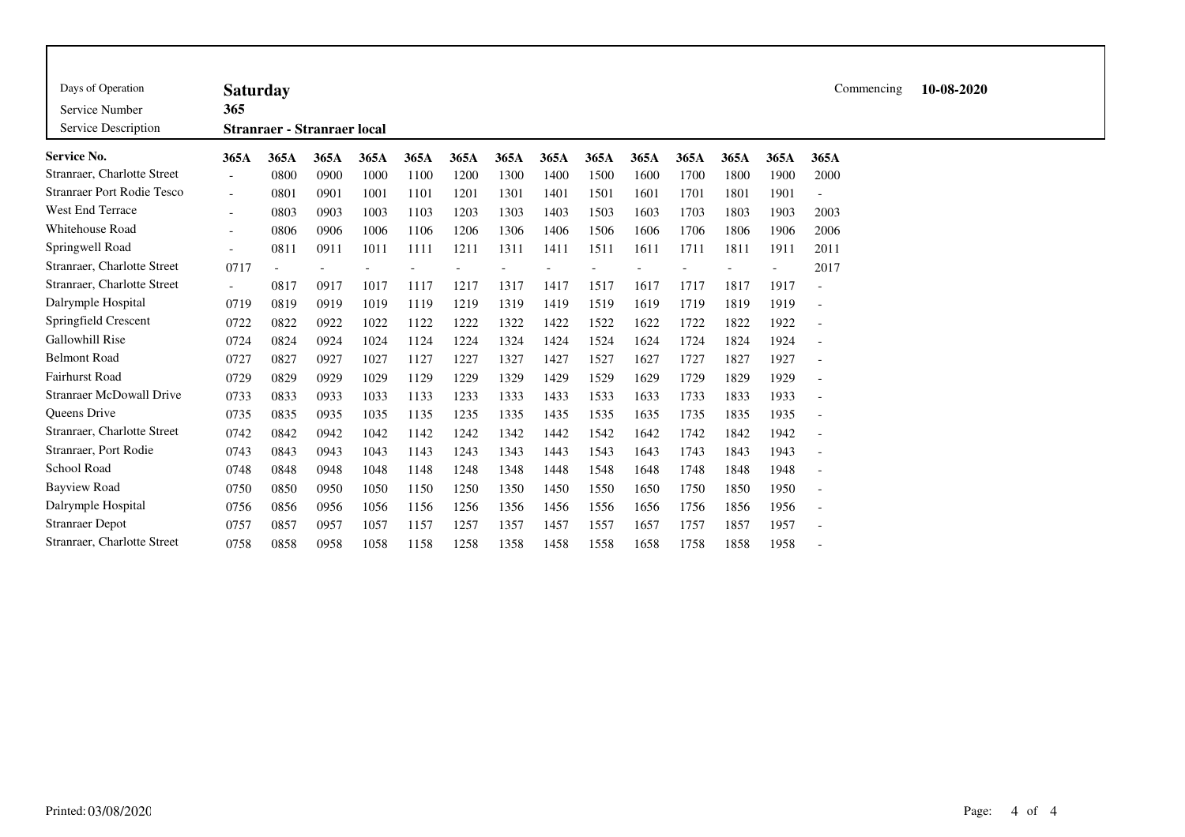| | | | |
|---|---|---|---|
| Days of Operation | **Saturday** | Commencing | **10-08-2020** |
| Service Number | **365** | | |
| Service Description | **Stranraer - Stranraer local** | | |

| **Service No.** | **365A** | **365A** | **365A** | **365A** | **365A** | **365A** | **365A** | **365A** | **365A** | **365A** | **365A** | **365A** | **365A** | **365A** |
|---|---|---|---|---|---|---|---|---|---|---|---|---|---|---|
| Stranraer, Charlotte Street | - | 0800 | 0900 | 1000 | 1100 | 1200 | 1300 | 1400 | 1500 | 1600 | 1700 | 1800 | 1900 | 2000 |
| Stranraer Port Rodie Tesco | - | 0801 | 0901 | 1001 | 1101 | 1201 | 1301 | 1401 | 1501 | 1601 | 1701 | 1801 | 1901 | - |
| West End Terrace | - | 0803 | 0903 | 1003 | 1103 | 1203 | 1303 | 1403 | 1503 | 1603 | 1703 | 1803 | 1903 | 2003 |
| Whitehouse Road | - | 0806 | 0906 | 1006 | 1106 | 1206 | 1306 | 1406 | 1506 | 1606 | 1706 | 1806 | 1906 | 2006 |
| Springwell Road | - | 0811 | 0911 | 1011 | 1111 | 1211 | 1311 | 1411 | 1511 | 1611 | 1711 | 1811 | 1911 | 2011 |
| Stranraer, Charlotte Street | 0717 | - | - | - | - | - | - | - | - | - | - | - | - | 2017 |
| Stranraer, Charlotte Street | - | 0817 | 0917 | 1017 | 1117 | 1217 | 1317 | 1417 | 1517 | 1617 | 1717 | 1817 | 1917 | - |
| Dalrymple Hospital | 0719 | 0819 | 0919 | 1019 | 1119 | 1219 | 1319 | 1419 | 1519 | 1619 | 1719 | 1819 | 1919 | - |
| Springfield Crescent | 0722 | 0822 | 0922 | 1022 | 1122 | 1222 | 1322 | 1422 | 1522 | 1622 | 1722 | 1822 | 1922 | - |
| Gallowhill Rise | 0724 | 0824 | 0924 | 1024 | 1124 | 1224 | 1324 | 1424 | 1524 | 1624 | 1724 | 1824 | 1924 | - |
| Belmont Road | 0727 | 0827 | 0927 | 1027 | 1127 | 1227 | 1327 | 1427 | 1527 | 1627 | 1727 | 1827 | 1927 | - |
| Fairhurst Road | 0729 | 0829 | 0929 | 1029 | 1129 | 1229 | 1329 | 1429 | 1529 | 1629 | 1729 | 1829 | 1929 | - |
| Stranraer McDowall Drive | 0733 | 0833 | 0933 | 1033 | 1133 | 1233 | 1333 | 1433 | 1533 | 1633 | 1733 | 1833 | 1933 | - |
| Queens Drive | 0735 | 0835 | 0935 | 1035 | 1135 | 1235 | 1335 | 1435 | 1535 | 1635 | 1735 | 1835 | 1935 | - |
| Stranraer, Charlotte Street | 0742 | 0842 | 0942 | 1042 | 1142 | 1242 | 1342 | 1442 | 1542 | 1642 | 1742 | 1842 | 1942 | - |
| Stranraer, Port Rodie | 0743 | 0843 | 0943 | 1043 | 1143 | 1243 | 1343 | 1443 | 1543 | 1643 | 1743 | 1843 | 1943 | - |
| School Road | 0748 | 0848 | 0948 | 1048 | 1148 | 1248 | 1348 | 1448 | 1548 | 1648 | 1748 | 1848 | 1948 | - |
| Bayview Road | 0750 | 0850 | 0950 | 1050 | 1150 | 1250 | 1350 | 1450 | 1550 | 1650 | 1750 | 1850 | 1950 | - |
| Dalrymple Hospital | 0756 | 0856 | 0956 | 1056 | 1156 | 1256 | 1356 | 1456 | 1556 | 1656 | 1756 | 1856 | 1956 | - |
| Stranraer Depot | 0757 | 0857 | 0957 | 1057 | 1157 | 1257 | 1357 | 1457 | 1557 | 1657 | 1757 | 1857 | 1957 | - |
| Stranraer, Charlotte Street | 0758 | 0858 | 0958 | 1058 | 1158 | 1258 | 1358 | 1458 | 1558 | 1658 | 1758 | 1858 | 1958 | - |

Printed: 03/08/2020